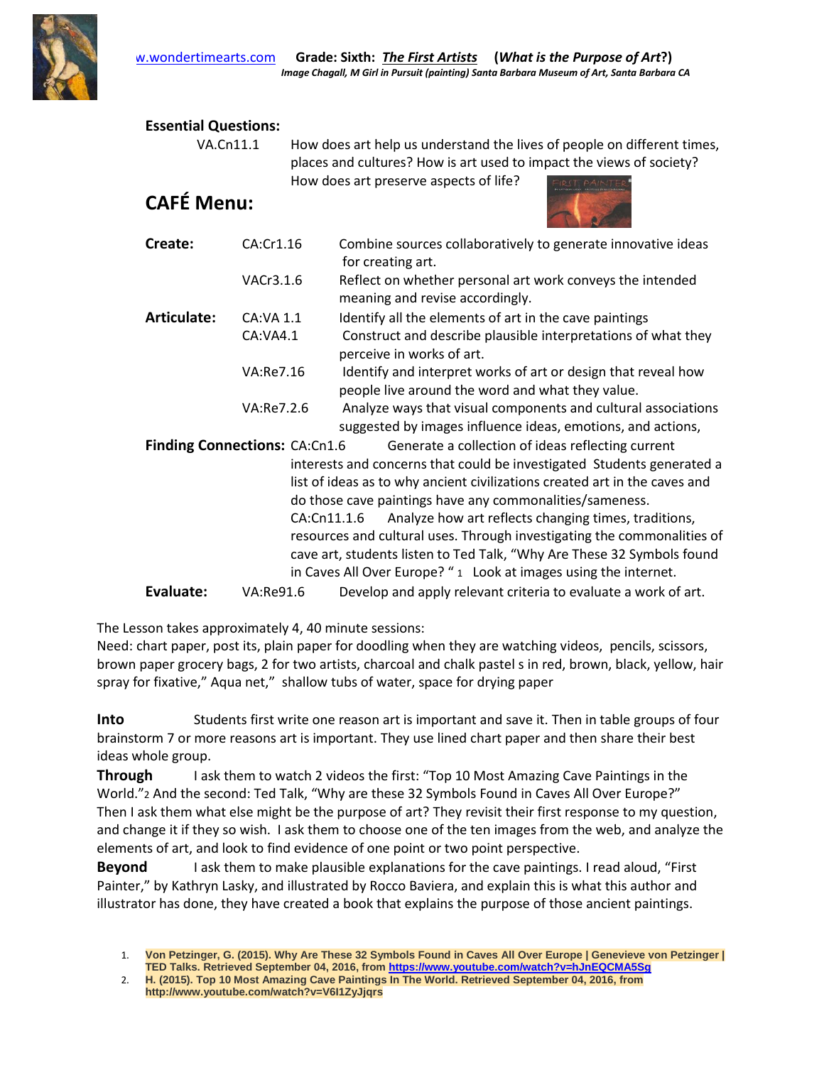w.wondertimearts.com **Grade: Sixth: *The First Artists*** **(*What is the Purpose of Art*?)**

***Image Chagall, M Girl in Pursuit (painting) Santa Barbara Museum of Art, Santa Barbara CA***

**Essential Questions:**

VA.Cn11.1 How does art help us understand the lives of people on different times, places and cultures? How is art used to impact the views of society? How does art preserve aspects of life?

## CAFÉ Menu:

| | | |
|---|---|---|
| **Create:** | CA:Cr1.16 | Combine sources collaboratively to generate innovative ideas for creating art. |
| | VACr3.1.6 | Reflect on whether personal art work conveys the intended meaning and revise accordingly. |
| **Articulate:** | CA:VA 1.1 | Identify all the elements of art in the cave paintings |
| | CA:VA4.1 | Construct and describe plausible interpretations of what they perceive in works of art. |
| | VA:Re7.16 | Identify and interpret works of art or design that reveal how people live around the word and what they value. |
| | VA:Re7.2.6 | Analyze ways that visual components and cultural associations suggested by images influence ideas, emotions, and actions, |

**Finding Connections:** CA:Cn1.6 Generate a collection of ideas reflecting current interests and concerns that could be investigated Students generated a list of ideas as to why ancient civilizations created art in the caves and do those cave paintings have any commonalities/sameness.

CA:Cn11.1.6 Analyze how art reflects changing times, traditions, resources and cultural uses. Through investigating the commonalities of cave art, students listen to Ted Talk, "Why Are These 32 Symbols found in Caves All Over Europe? "[1] Look at images using the internet.

**Evaluate:** VA:Re91.6 Develop and apply relevant criteria to evaluate a work of art.

The Lesson takes approximately 4, 40 minute sessions:
Need: chart paper, post its, plain paper for doodling when they are watching videos, pencils, scissors, brown paper grocery bags, 2 for two artists, charcoal and chalk pastel s in red, brown, black, yellow, hair spray for fixative," Aqua net," shallow tubs of water, space for drying paper

**Into** Students first write one reason art is important and save it. Then in table groups of four brainstorm 7 or more reasons art is important. They use lined chart paper and then share their best ideas whole group.

**Through** I ask them to watch 2 videos the first: "Top 10 Most Amazing Cave Paintings in the World."[2] And the second: Ted Talk, "Why are these 32 Symbols Found in Caves All Over Europe?" Then I ask them what else might be the purpose of art? They revisit their first response to my question, and change it if they so wish. I ask them to choose one of the ten images from the web, and analyze the elements of art, and look to find evidence of one point or two point perspective.

**Beyond** I ask them to make plausible explanations for the cave paintings. I read aloud, "First Painter," by Kathryn Lasky, and illustrated by Rocco Baviera, and explain this is what this author and illustrator has done, they have created a book that explains the purpose of those ancient paintings.

1. **Von Petzinger, G. (2015). Why Are These 32 Symbols Found in Caves All Over Europe | Genevieve von Petzinger | TED Talks. Retrieved September 04, 2016, from https://www.youtube.com/watch?v=hJnEQCMA5Sg**
2. **H. (2015). Top 10 Most Amazing Cave Paintings In The World. Retrieved September 04, 2016, from http://www.youtube.com/watch?v=V6I1ZyJjqrs**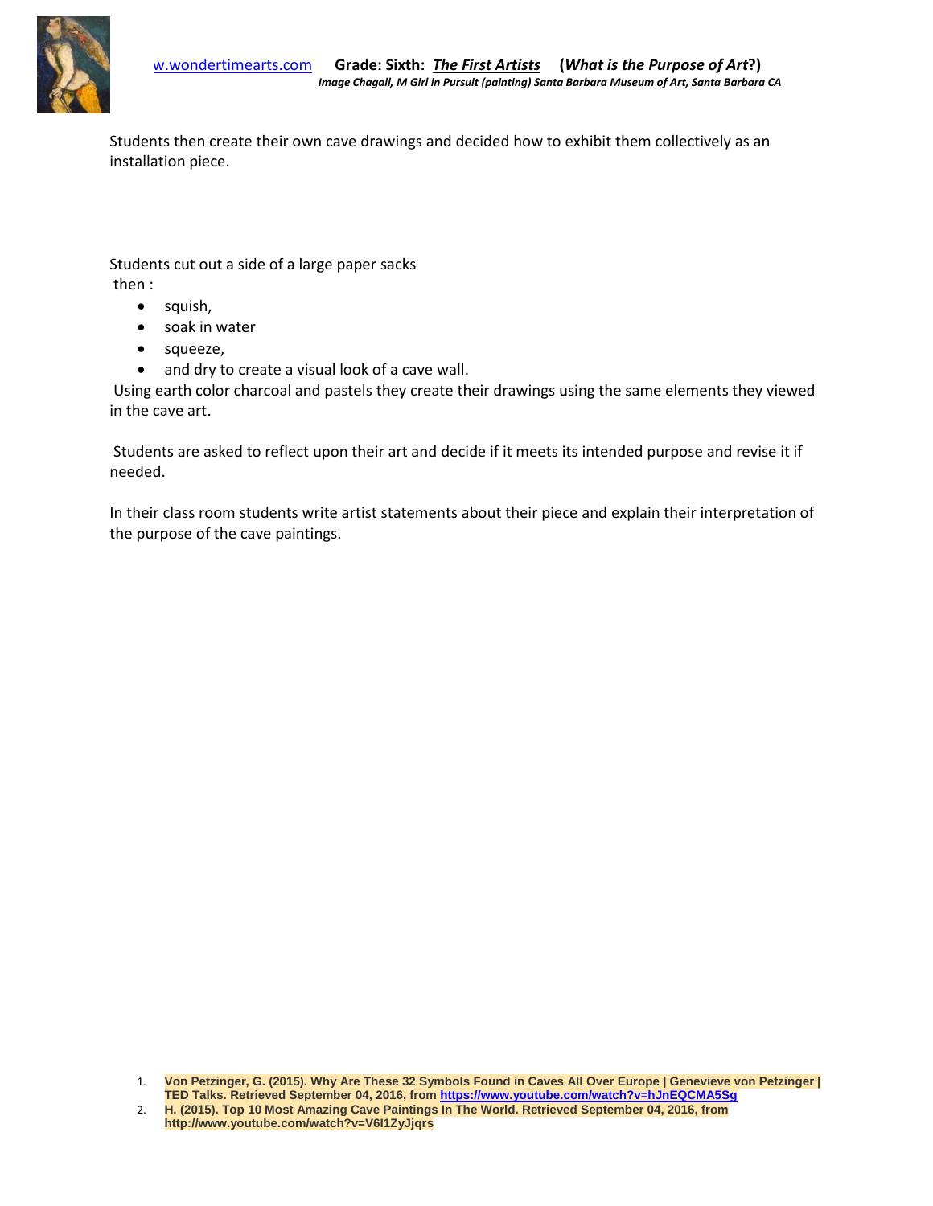Students then create their own cave drawings and decided how to exhibit them collectively as an installation piece.

Students cut out a side of a large paper sacks
then :

- squish,
- soak in water
- squeeze,
- and dry to create a visual look of a cave wall.

Using earth color charcoal and pastels they create their drawings using the same elements they viewed in the cave art.

Students are asked to reflect upon their art and decide if it meets its intended purpose and revise it if needed.

In their class room students write artist statements about their piece and explain their interpretation of the purpose of the cave paintings.

1. **Von Petzinger, G. (2015). Why Are These 32 Symbols Found in Caves All Over Europe | Genevieve von Petzinger | TED Talks. Retrieved September 04, 2016, from https://www.youtube.com/watch?v=hJnEQCMA5Sg**
2. **H. (2015). Top 10 Most Amazing Cave Paintings In The World. Retrieved September 04, 2016, from http://www.youtube.com/watch?v=V6I1ZyJjqrs**